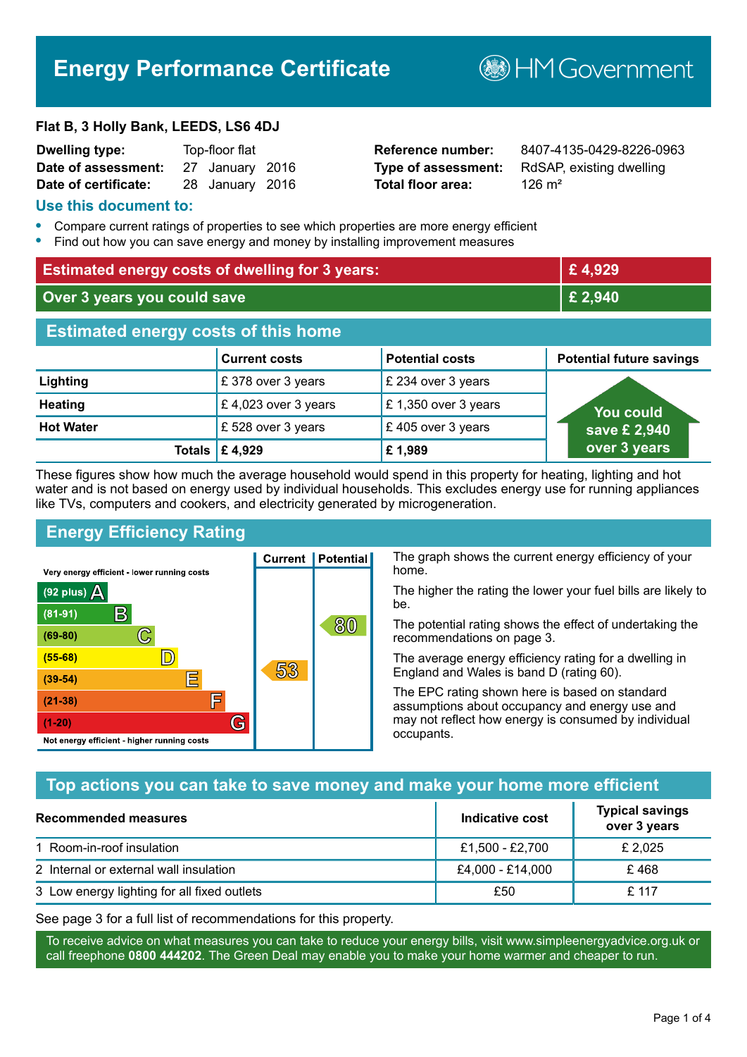# Energy Performance Certificate

HM Government

**Flat B, 3 Holly Bank, LEEDS, LS6 4DJ**

| | | | |
|---|---|---|---|
| **Dwelling type:** | Top-floor flat | **Reference number:** | 8407-4135-0429-8226-0963 |
| **Date of assessment:** | 27 January 2016 | **Type of assessment:** | RdSAP, existing dwelling |
| **Date of certificate:** | 28 January 2016 | **Total floor area:** | 126 m² |

## Use this document to:

- Compare current ratings of properties to see which properties are more energy efficient
- Find out how you can save energy and money by installing improvement measures

| | |
|---|---|
| **Estimated energy costs of dwelling for 3 years:** | **£ 4,929** |
| **Over 3 years you could save** | **£ 2,940** |

## Estimated energy costs of this home

| | Current costs | Potential costs | Potential future savings |
|---|---|---|---|
| **Lighting** | £ 378 over 3 years | £ 234 over 3 years | You could save £ 2,940 over 3 years |
| **Heating** | £ 4,023 over 3 years | £ 1,350 over 3 years | |
| **Hot Water** | £ 528 over 3 years | £ 405 over 3 years | |
| **Totals** | **£ 4,929** | **£ 1,989** | |

These figures show how much the average household would spend in this property for heating, lighting and hot water and is not based on energy used by individual households. This excludes energy use for running appliances like TVs, computers and cookers, and electricity generated by microgeneration.

## Energy Efficiency Rating

| Rating band | Current | Potential |
|---|---|---|
| Very energy efficient - lower running costs | | |
| (92 plus) A | | |
| (81-91) B | | |
| (69-80) C | | 80 |
| (55-68) D | | |
| (39-54) E | 53 | |
| (21-38) F | | |
| (1-20) G | | |
| Not energy efficient - higher running costs | | |

The graph shows the current energy efficiency of your home.

The higher the rating the lower your fuel bills are likely to be.

The potential rating shows the effect of undertaking the recommendations on page 3.

The average energy efficiency rating for a dwelling in England and Wales is band D (rating 60).

The EPC rating shown here is based on standard assumptions about occupancy and energy use and may not reflect how energy is consumed by individual occupants.

## Top actions you can take to save money and make your home more efficient

| Recommended measures | Indicative cost | Typical savings over 3 years |
|---|---|---|
| 1 Room-in-roof insulation | £1,500 - £2,700 | £ 2,025 |
| 2 Internal or external wall insulation | £4,000 - £14,000 | £ 468 |
| 3 Low energy lighting for all fixed outlets | £50 | £ 117 |

See page 3 for a full list of recommendations for this property.

To receive advice on what measures you can take to reduce your energy bills, visit www.simpleenergyadvice.org.uk or call freephone **0800 444202**. The Green Deal may enable you to make your home warmer and cheaper to run.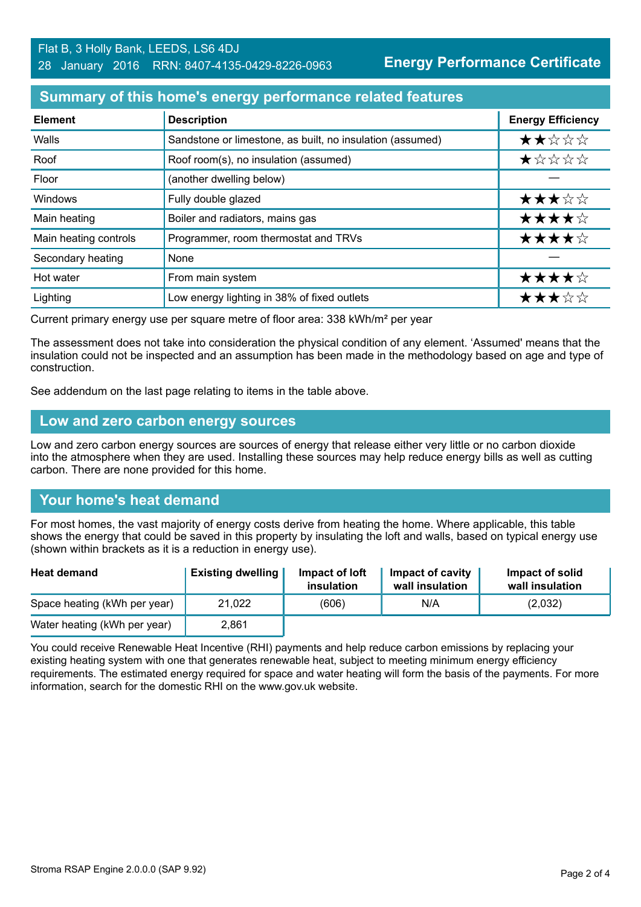Flat B, 3 Holly Bank, LEEDS, LS6 4DJ
28 January 2016 RRN: 8407-4135-0429-8226-0963

**Energy Performance Certificate**

## Summary of this home's energy performance related features

| Element | Description | Energy Efficiency |
|---|---|---|
| Walls | Sandstone or limestone, as built, no insulation (assumed) | ★★☆☆☆ |
| Roof | Roof room(s), no insulation (assumed) | ★☆☆☆☆ |
| Floor | (another dwelling below) | — |
| Windows | Fully double glazed | ★★★☆☆ |
| Main heating | Boiler and radiators, mains gas | ★★★★☆ |
| Main heating controls | Programmer, room thermostat and TRVs | ★★★★☆ |
| Secondary heating | None | — |
| Hot water | From main system | ★★★★☆ |
| Lighting | Low energy lighting in 38% of fixed outlets | ★★★☆☆ |

Current primary energy use per square metre of floor area: 338 kWh/m² per year

The assessment does not take into consideration the physical condition of any element. 'Assumed' means that the insulation could not be inspected and an assumption has been made in the methodology based on age and type of construction.

See addendum on the last page relating to items in the table above.

## Low and zero carbon energy sources

Low and zero carbon energy sources are sources of energy that release either very little or no carbon dioxide into the atmosphere when they are used. Installing these sources may help reduce energy bills as well as cutting carbon. There are none provided for this home.

## Your home's heat demand

For most homes, the vast majority of energy costs derive from heating the home. Where applicable, this table shows the energy that could be saved in this property by insulating the loft and walls, based on typical energy use (shown within brackets as it is a reduction in energy use).

| Heat demand | Existing dwelling | Impact of loft insulation | Impact of cavity wall insulation | Impact of solid wall insulation |
|---|---|---|---|---|
| Space heating (kWh per year) | 21,022 | (606) | N/A | (2,032) |
| Water heating (kWh per year) | 2,861 | | | |

You could receive Renewable Heat Incentive (RHI) payments and help reduce carbon emissions by replacing your existing heating system with one that generates renewable heat, subject to meeting minimum energy efficiency requirements. The estimated energy required for space and water heating will form the basis of the payments. For more information, search for the domestic RHI on the www.gov.uk website.

Stroma RSAP Engine 2.0.0.0 (SAP 9.92)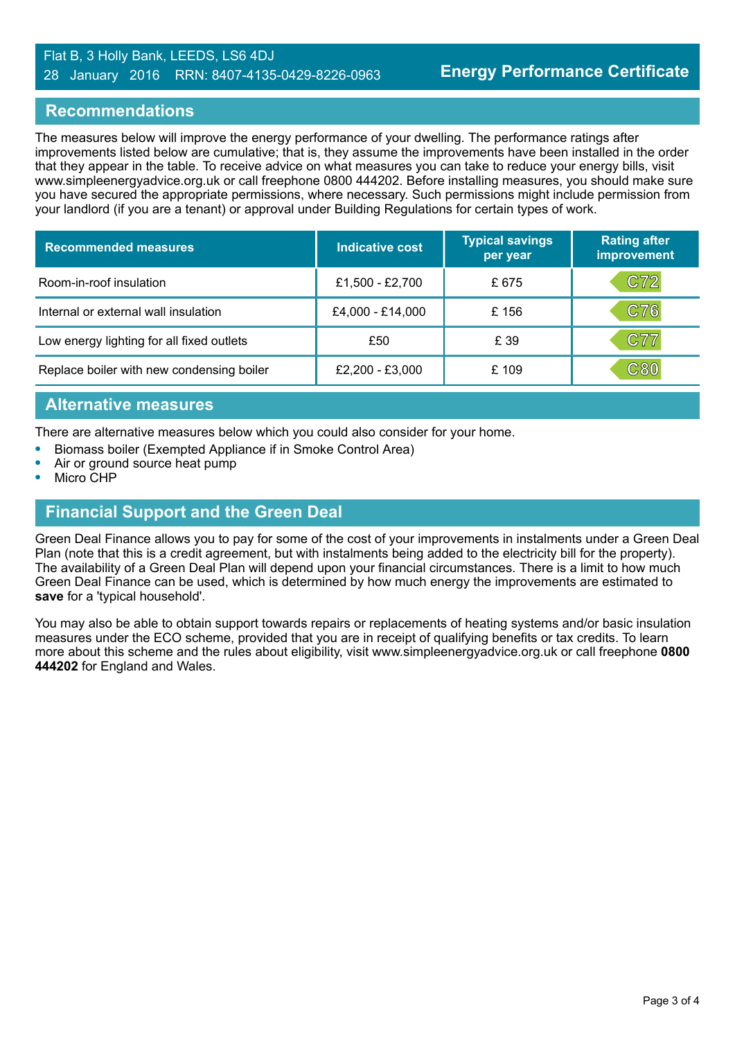Flat B, 3 Holly Bank, LEEDS, LS6 4DJ
28 January 2016 RRN: 8407-4135-0429-8226-0963

**Energy Performance Certificate**

## Recommendations

The measures below will improve the energy performance of your dwelling. The performance ratings after improvements listed below are cumulative; that is, they assume the improvements have been installed in the order that they appear in the table. To receive advice on what measures you can take to reduce your energy bills, visit www.simpleenergyadvice.org.uk or call freephone 0800 444202. Before installing measures, you should make sure you have secured the appropriate permissions, where necessary. Such permissions might include permission from your landlord (if you are a tenant) or approval under Building Regulations for certain types of work.

| Recommended measures | Indicative cost | Typical savings per year | Rating after improvement |
|---|---|---|---|
| Room-in-roof insulation | £1,500 - £2,700 | £ 675 | C72 |
| Internal or external wall insulation | £4,000 - £14,000 | £ 156 | C76 |
| Low energy lighting for all fixed outlets | £50 | £ 39 | C77 |
| Replace boiler with new condensing boiler | £2,200 - £3,000 | £ 109 | C80 |

## Alternative measures

There are alternative measures below which you could also consider for your home.

- Biomass boiler (Exempted Appliance if in Smoke Control Area)
- Air or ground source heat pump
- Micro CHP

## Financial Support and the Green Deal

Green Deal Finance allows you to pay for some of the cost of your improvements in instalments under a Green Deal Plan (note that this is a credit agreement, but with instalments being added to the electricity bill for the property). The availability of a Green Deal Plan will depend upon your financial circumstances. There is a limit to how much Green Deal Finance can be used, which is determined by how much energy the improvements are estimated to **save** for a 'typical household'.

You may also be able to obtain support towards repairs or replacements of heating systems and/or basic insulation measures under the ECO scheme, provided that you are in receipt of qualifying benefits or tax credits. To learn more about this scheme and the rules about eligibility, visit www.simpleenergyadvice.org.uk or call freephone **0800 444202** for England and Wales.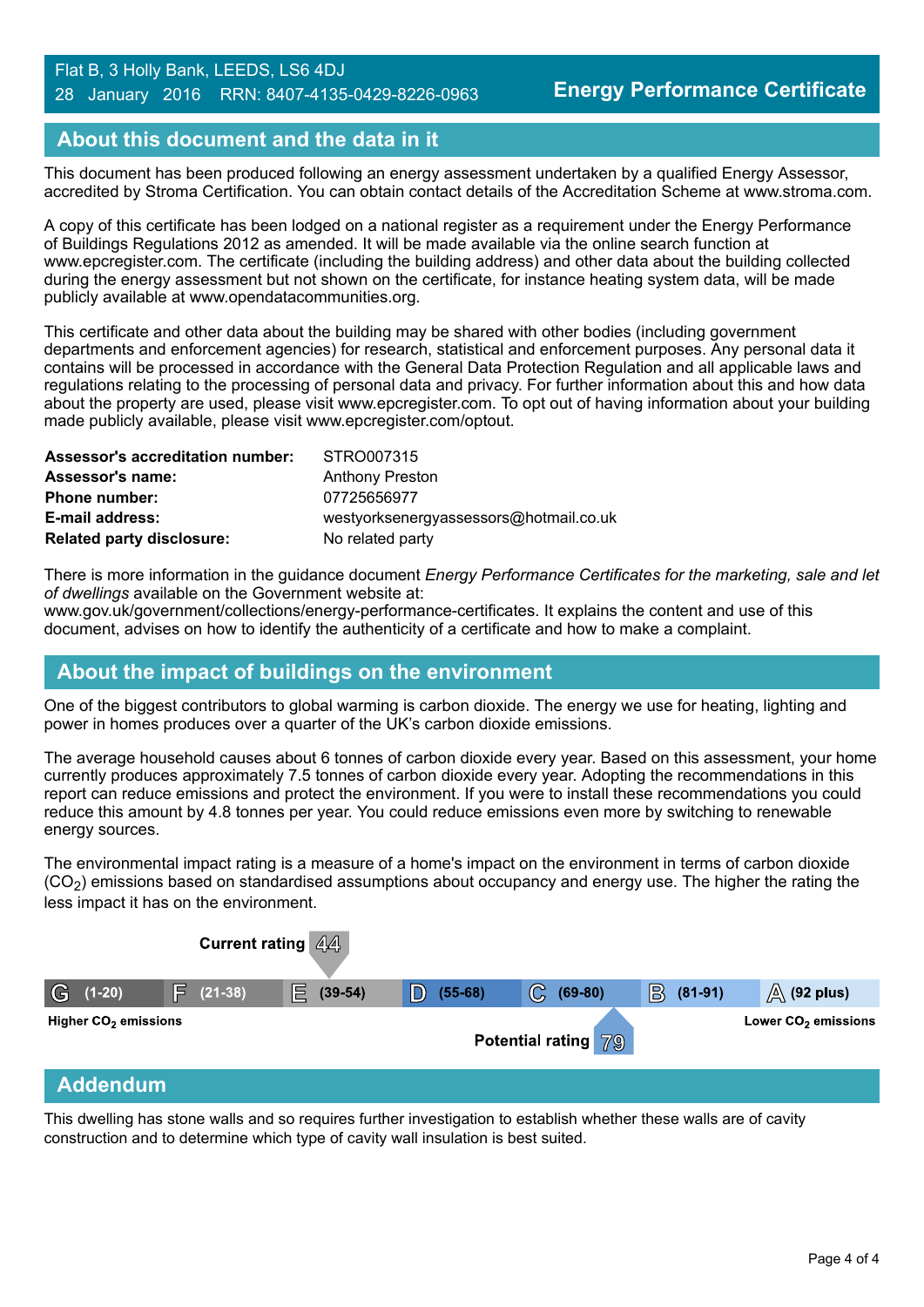Flat B, 3 Holly Bank, LEEDS, LS6 4DJ
28 January 2016 RRN: 8407-4135-0429-8226-0963

**Energy Performance Certificate**

## About this document and the data in it

This document has been produced following an energy assessment undertaken by a qualified Energy Assessor, accredited by Stroma Certification. You can obtain contact details of the Accreditation Scheme at www.stroma.com.

A copy of this certificate has been lodged on a national register as a requirement under the Energy Performance of Buildings Regulations 2012 as amended. It will be made available via the online search function at www.epcregister.com. The certificate (including the building address) and other data about the building collected during the energy assessment but not shown on the certificate, for instance heating system data, will be made publicly available at www.opendatacommunities.org.

This certificate and other data about the building may be shared with other bodies (including government departments and enforcement agencies) for research, statistical and enforcement purposes. Any personal data it contains will be processed in accordance with the General Data Protection Regulation and all applicable laws and regulations relating to the processing of personal data and privacy. For further information about this and how data about the property are used, please visit www.epcregister.com. To opt out of having information about your building made publicly available, please visit www.epcregister.com/optout.

| | |
|---|---|
| **Assessor's accreditation number:** | STRO007315 |
| **Assessor's name:** | Anthony Preston |
| **Phone number:** | 07725656977 |
| **E-mail address:** | westyorksenergyassessors@hotmail.co.uk |
| **Related party disclosure:** | No related party |

There is more information in the guidance document *Energy Performance Certificates for the marketing, sale and let of dwellings* available on the Government website at: www.gov.uk/government/collections/energy-performance-certificates. It explains the content and use of this document, advises on how to identify the authenticity of a certificate and how to make a complaint.

## About the impact of buildings on the environment

One of the biggest contributors to global warming is carbon dioxide. The energy we use for heating, lighting and power in homes produces over a quarter of the UK's carbon dioxide emissions.

The average household causes about 6 tonnes of carbon dioxide every year. Based on this assessment, your home currently produces approximately 7.5 tonnes of carbon dioxide every year. Adopting the recommendations in this report can reduce emissions and protect the environment. If you were to install these recommendations you could reduce this amount by 4.8 tonnes per year. You could reduce emissions even more by switching to renewable energy sources.

The environmental impact rating is a measure of a home's impact on the environment in terms of carbon dioxide ($CO_2$) emissions based on standardised assumptions about occupancy and energy use. The higher the rating the less impact it has on the environment.

Current rating 44

G (1-20)
F (21-38)
E (39-54)
D (55-68)
C (69-80)
B (81-91)
A (92 plus)

Higher $CO_2$ emissions
Lower $CO_2$ emissions

Potential rating 79

## Addendum

This dwelling has stone walls and so requires further investigation to establish whether these walls are of cavity construction and to determine which type of cavity wall insulation is best suited.